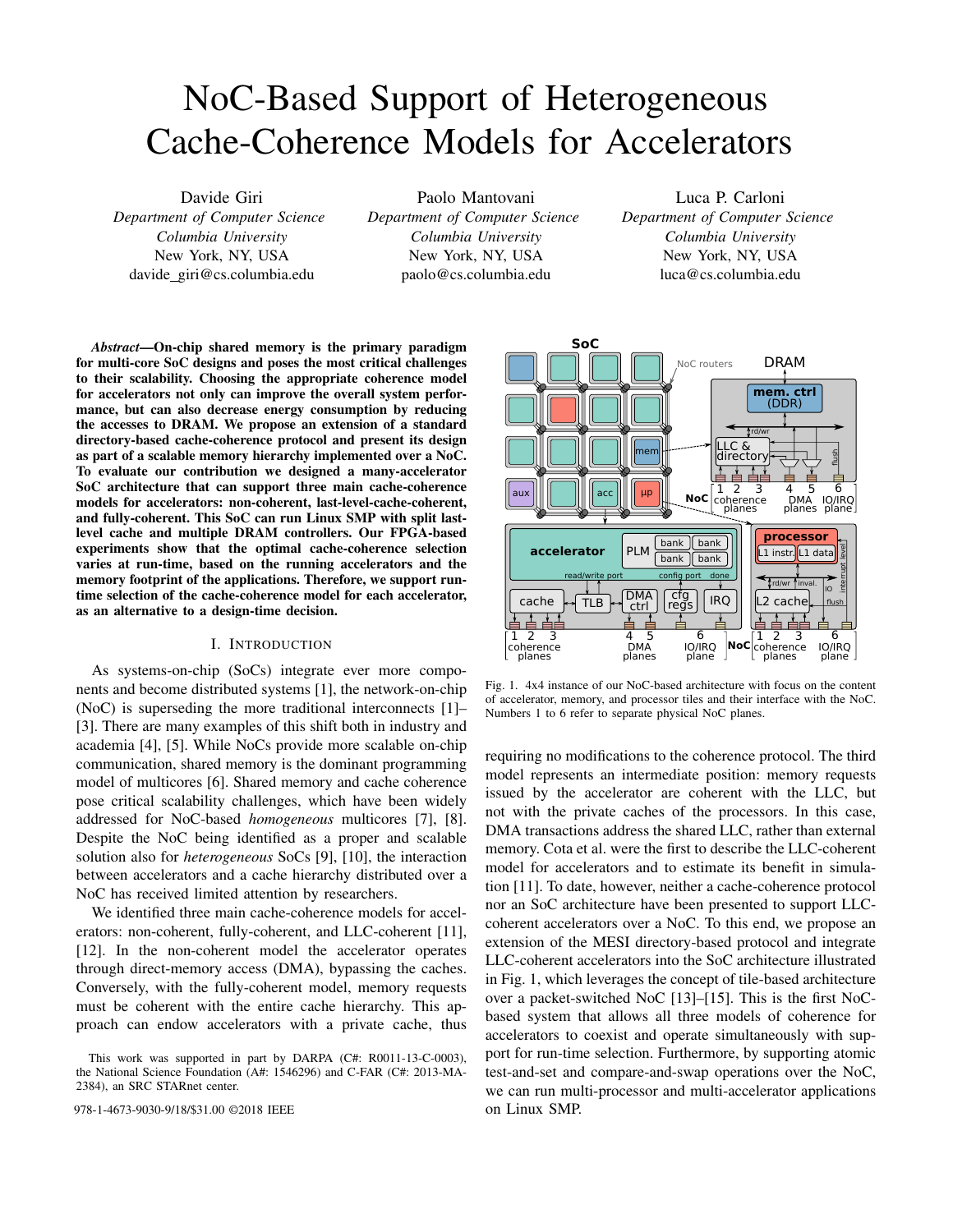# NoC-Based Support of Heterogeneous Cache-Coherence Models for Accelerators

Davide Giri
*Department of Computer Science*
*Columbia University*
New York, NY, USA
davide_giri@cs.columbia.edu

Paolo Mantovani
*Department of Computer Science*
*Columbia University*
New York, NY, USA
paolo@cs.columbia.edu

Luca P. Carloni
*Department of Computer Science*
*Columbia University*
New York, NY, USA
luca@cs.columbia.edu

***Abstract*—On-chip shared memory is the primary paradigm for multi-core SoC designs and poses the most critical challenges to their scalability. Choosing the appropriate coherence model for accelerators not only can improve the overall system performance, but can also decrease energy consumption by reducing the accesses to DRAM. We propose an extension of a standard directory-based cache-coherence protocol and present its design as part of a scalable memory hierarchy implemented over a NoC. To evaluate our contribution we designed a many-accelerator SoC architecture that can support three main cache-coherence models for accelerators: non-coherent, last-level-cache-coherent, and fully-coherent. This SoC can run Linux SMP with split last-level cache and multiple DRAM controllers. Our FPGA-based experiments show that the optimal cache-coherence selection varies at run-time, based on the running accelerators and the memory footprint of the applications. Therefore, we support run-time selection of the cache-coherence model for each accelerator, as an alternative to a design-time decision.**

## I. Introduction

As systems-on-chip (SoCs) integrate ever more components and become distributed systems [1], the network-on-chip (NoC) is superseding the more traditional interconnects [1]–[3]. There are many examples of this shift both in industry and academia [4], [5]. While NoCs provide more scalable on-chip communication, shared memory is the dominant programming model of multicores [6]. Shared memory and cache coherence pose critical scalability challenges, which have been widely addressed for NoC-based *homogeneous* multicores [7], [8]. Despite the NoC being identified as a proper and scalable solution also for *heterogeneous* SoCs [9], [10], the interaction between accelerators and a cache hierarchy distributed over a NoC has received limited attention by researchers.

We identified three main cache-coherence models for accelerators: non-coherent, fully-coherent, and LLC-coherent [11], [12]. In the non-coherent model the accelerator operates through direct-memory access (DMA), bypassing the caches. Conversely, with the fully-coherent model, memory requests must be coherent with the entire cache hierarchy. This approach can endow accelerators with a private cache, thus requiring no modifications to the coherence protocol. The third model represents an intermediate position: memory requests issued by the accelerator are coherent with the LLC, but not with the private caches of the processors. In this case, DMA transactions address the shared LLC, rather than external memory. Cota et al. were the first to describe the LLC-coherent model for accelerators and to estimate its benefit in simulation [11]. To date, however, neither a cache-coherence protocol nor an SoC architecture have been presented to support LLC-coherent accelerators over a NoC. To this end, we propose an extension of the MESI directory-based protocol and integrate LLC-coherent accelerators into the SoC architecture illustrated in Fig. 1, which leverages the concept of tile-based architecture over a packet-switched NoC [13]–[15]. This is the first NoC-based system that allows all three models of coherence for accelerators to coexist and operate simultaneously with support for run-time selection. Furthermore, by supporting atomic test-and-set and compare-and-swap operations over the NoC, we can run multi-processor and multi-accelerator applications on Linux SMP.

Fig. 1. 4x4 instance of our NoC-based architecture with focus on the content of accelerator, memory, and processor tiles and their interface with the NoC. Numbers 1 to 6 refer to separate physical NoC planes.

This work was supported in part by DARPA (C#: R0011-13-C-0003), the National Science Foundation (A#: 1546296) and C-FAR (C#: 2013-MA-2384), an SRC STARnet center.

978-1-4673-9030-9/18/$31.00 ©2018 IEEE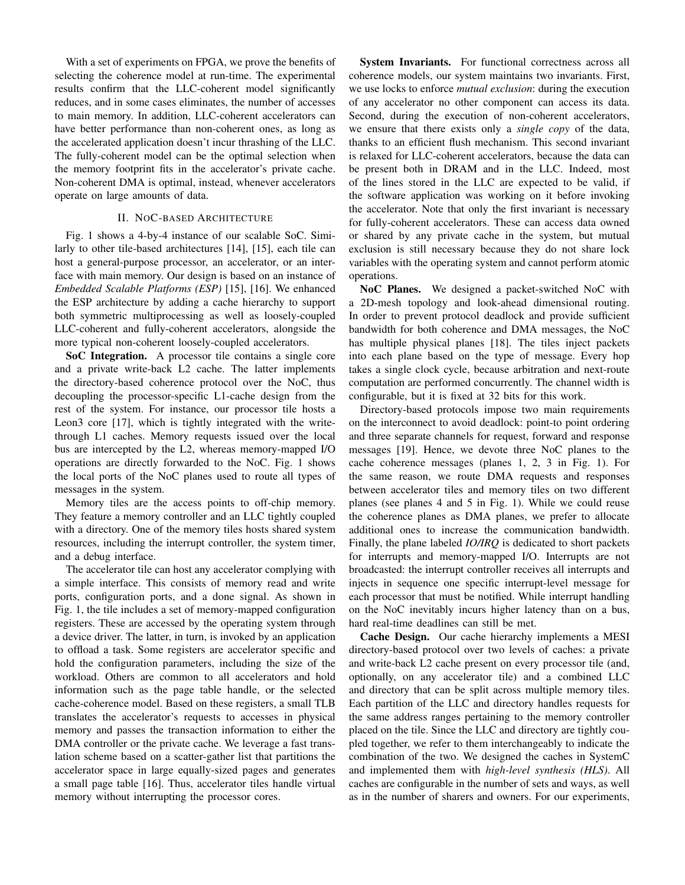With a set of experiments on FPGA, we prove the benefits of selecting the coherence model at run-time. The experimental results confirm that the LLC-coherent model significantly reduces, and in some cases eliminates, the number of accesses to main memory. In addition, LLC-coherent accelerators can have better performance than non-coherent ones, as long as the accelerated application doesn't incur thrashing of the LLC. The fully-coherent model can be the optimal selection when the memory footprint fits in the accelerator's private cache. Non-coherent DMA is optimal, instead, whenever accelerators operate on large amounts of data.

## II. NoC-based Architecture

Fig. 1 shows a 4-by-4 instance of our scalable SoC. Similarly to other tile-based architectures [14], [15], each tile can host a general-purpose processor, an accelerator, or an interface with main memory. Our design is based on an instance of *Embedded Scalable Platforms (ESP)* [15], [16]. We enhanced the ESP architecture by adding a cache hierarchy to support both symmetric multiprocessing as well as loosely-coupled LLC-coherent and fully-coherent accelerators, alongside the more typical non-coherent loosely-coupled accelerators.

**SoC Integration.** A processor tile contains a single core and a private write-back L2 cache. The latter implements the directory-based coherence protocol over the NoC, thus decoupling the processor-specific L1-cache design from the rest of the system. For instance, our processor tile hosts a Leon3 core [17], which is tightly integrated with the write-through L1 caches. Memory requests issued over the local bus are intercepted by the L2, whereas memory-mapped I/O operations are directly forwarded to the NoC. Fig. 1 shows the local ports of the NoC planes used to route all types of messages in the system.

Memory tiles are the access points to off-chip memory. They feature a memory controller and an LLC tightly coupled with a directory. One of the memory tiles hosts shared system resources, including the interrupt controller, the system timer, and a debug interface.

The accelerator tile can host any accelerator complying with a simple interface. This consists of memory read and write ports, configuration ports, and a done signal. As shown in Fig. 1, the tile includes a set of memory-mapped configuration registers. These are accessed by the operating system through a device driver. The latter, in turn, is invoked by an application to offload a task. Some registers are accelerator specific and hold the configuration parameters, including the size of the workload. Others are common to all accelerators and hold information such as the page table handle, or the selected cache-coherence model. Based on these registers, a small TLB translates the accelerator's requests to accesses in physical memory and passes the transaction information to either the DMA controller or the private cache. We leverage a fast translation scheme based on a scatter-gather list that partitions the accelerator space in large equally-sized pages and generates a small page table [16]. Thus, accelerator tiles handle virtual memory without interrupting the processor cores.

**System Invariants.** For functional correctness across all coherence models, our system maintains two invariants. First, we use locks to enforce *mutual exclusion*: during the execution of any accelerator no other component can access its data. Second, during the execution of non-coherent accelerators, we ensure that there exists only a *single copy* of the data, thanks to an efficient flush mechanism. This second invariant is relaxed for LLC-coherent accelerators, because the data can be present both in DRAM and in the LLC. Indeed, most of the lines stored in the LLC are expected to be valid, if the software application was working on it before invoking the accelerator. Note that only the first invariant is necessary for fully-coherent accelerators. These can access data owned or shared by any private cache in the system, but mutual exclusion is still necessary because they do not share lock variables with the operating system and cannot perform atomic operations.

**NoC Planes.** We designed a packet-switched NoC with a 2D-mesh topology and look-ahead dimensional routing. In order to prevent protocol deadlock and provide sufficient bandwidth for both coherence and DMA messages, the NoC has multiple physical planes [18]. The tiles inject packets into each plane based on the type of message. Every hop takes a single clock cycle, because arbitration and next-route computation are performed concurrently. The channel width is configurable, but it is fixed at 32 bits for this work.

Directory-based protocols impose two main requirements on the interconnect to avoid deadlock: point-to point ordering and three separate channels for request, forward and response messages [19]. Hence, we devote three NoC planes to the cache coherence messages (planes 1, 2, 3 in Fig. 1). For the same reason, we route DMA requests and responses between accelerator tiles and memory tiles on two different planes (see planes 4 and 5 in Fig. 1). While we could reuse the coherence planes as DMA planes, we prefer to allocate additional ones to increase the communication bandwidth. Finally, the plane labeled *IO/IRQ* is dedicated to short packets for interrupts and memory-mapped I/O. Interrupts are not broadcasted: the interrupt controller receives all interrupts and injects in sequence one specific interrupt-level message for each processor that must be notified. While interrupt handling on the NoC inevitably incurs higher latency than on a bus, hard real-time deadlines can still be met.

**Cache Design.** Our cache hierarchy implements a MESI directory-based protocol over two levels of caches: a private and write-back L2 cache present on every processor tile (and, optionally, on any accelerator tile) and a combined LLC and directory that can be split across multiple memory tiles. Each partition of the LLC and directory handles requests for the same address ranges pertaining to the memory controller placed on the tile. Since the LLC and directory are tightly coupled together, we refer to them interchangeably to indicate the combination of the two. We designed the caches in SystemC and implemented them with *high-level synthesis (HLS)*. All caches are configurable in the number of sets and ways, as well as in the number of sharers and owners. For our experiments,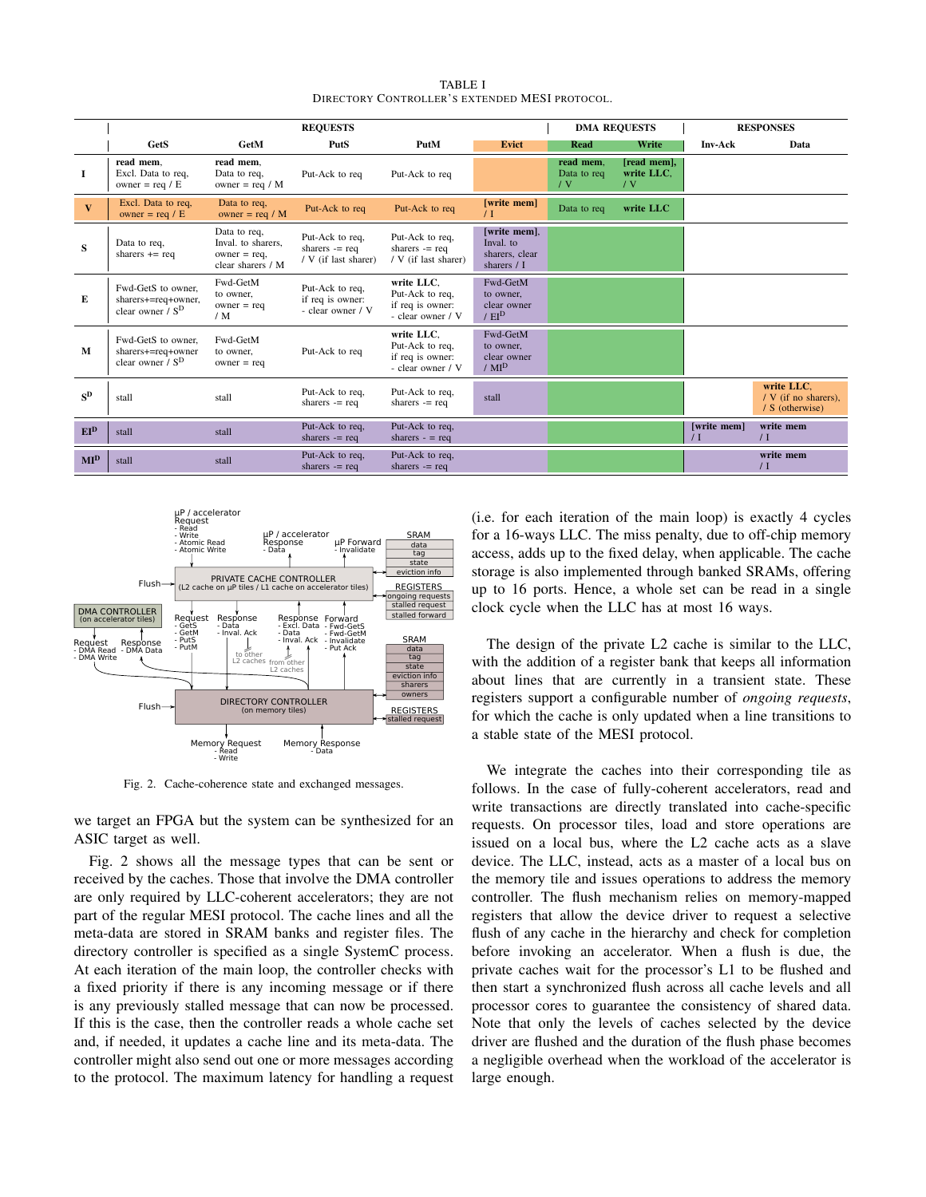TABLE I
DIRECTORY CONTROLLER'S EXTENDED MESI PROTOCOL.

| | REQUESTS | | | | | DMA REQUESTS | | RESPONSES | |
|---|---|---|---|---|---|---|---|---|---|
| | **GetS** | **GetM** | **PutS** | **PutM** | **Evict** | **Read** | **Write** | **Inv-Ack** | **Data** |
| **I** | **read mem**, Excl. Data to req, owner = req / E | **read mem**, Data to req, owner = req / M | Put-Ack to req | Put-Ack to req | | **read mem**, Data to req / V | **[read mem]**, **write LLC**, / V | | |
| **V** | Excl. Data to req, owner = req / E | Data to req, owner = req / M | Put-Ack to req | Put-Ack to req | **[write mem]** / I | Data to req | **write LLC** | | |
| **S** | Data to req, sharers += req | Data to req, Inval. to sharers, owner = req, clear sharers / M | Put-Ack to req, sharers -= req / V (if last sharer) | Put-Ack to req, sharers -= req / V (if last sharer) | **[write mem]**, Inval. to sharers, clear sharers / I | | | | |
| **E** | Fwd-GetS to owner, sharers+=req+owner, clear owner / $S^D$ | Fwd-GetM to owner, owner = req / M | Put-Ack to req, if req is owner: - clear owner / V | **write LLC**, Put-Ack to req, if req is owner: - clear owner / V | Fwd-GetM to owner, clear owner / $EI^D$ | | | | |
| **M** | Fwd-GetS to owner, sharers+=req+owner clear owner / $S^D$ | Fwd-GetM to owner, owner = req | Put-Ack to req | **write LLC**, Put-Ack to req, if req is owner: - clear owner / V | Fwd-GetM to owner, clear owner / $MI^D$ | | | | |
| **$S^D$** | stall | stall | Put-Ack to req, sharers -= req | Put-Ack to req, sharers -= req | stall | | | | **write LLC**, / V (if no sharers), / S (otherwise) |
| **$EI^D$** | stall | stall | Put-Ack to req, sharers -= req | Put-Ack to req, sharers - = req | | | | **[write mem]** / I | **write mem** / I |
| **$MI^D$** | stall | stall | Put-Ack to req, sharers -= req | Put-Ack to req, sharers -= req | | | | | **write mem** / I |

Fig. 2. Cache-coherence state and exchanged messages.

we target an FPGA but the system can be synthesized for an ASIC target as well.

Fig. 2 shows all the message types that can be sent or received by the caches. Those that involve the DMA controller are only required by LLC-coherent accelerators; they are not part of the regular MESI protocol. The cache lines and all the meta-data are stored in SRAM banks and register files. The directory controller is specified as a single SystemC process. At each iteration of the main loop, the controller checks with a fixed priority if there is any incoming message or if there is any previously stalled message that can now be processed. If this is the case, then the controller reads a whole cache set and, if needed, it updates a cache line and its meta-data. The controller might also send out one or more messages according to the protocol. The maximum latency for handling a request (i.e. for each iteration of the main loop) is exactly 4 cycles for a 16-ways LLC. The miss penalty, due to off-chip memory access, adds up to the fixed delay, when applicable. The cache storage is also implemented through banked SRAMs, offering up to 16 ports. Hence, a whole set can be read in a single clock cycle when the LLC has at most 16 ways.

The design of the private L2 cache is similar to the LLC, with the addition of a register bank that keeps all information about lines that are currently in a transient state. These registers support a configurable number of *ongoing requests*, for which the cache is only updated when a line transitions to a stable state of the MESI protocol.

We integrate the caches into their corresponding tile as follows. In the case of fully-coherent accelerators, read and write transactions are directly translated into cache-specific requests. On processor tiles, load and store operations are issued on a local bus, where the L2 cache acts as a slave device. The LLC, instead, acts as a master of a local bus on the memory tile and issues operations to address the memory controller. The flush mechanism relies on memory-mapped registers that allow the device driver to request a selective flush of any cache in the hierarchy and check for completion before invoking an accelerator. When a flush is due, the private caches wait for the processor's L1 to be flushed and then start a synchronized flush across all cache levels and all processor cores to guarantee the consistency of shared data. Note that only the levels of caches selected by the device driver are flushed and the duration of the flush phase becomes a negligible overhead when the workload of the accelerator is large enough.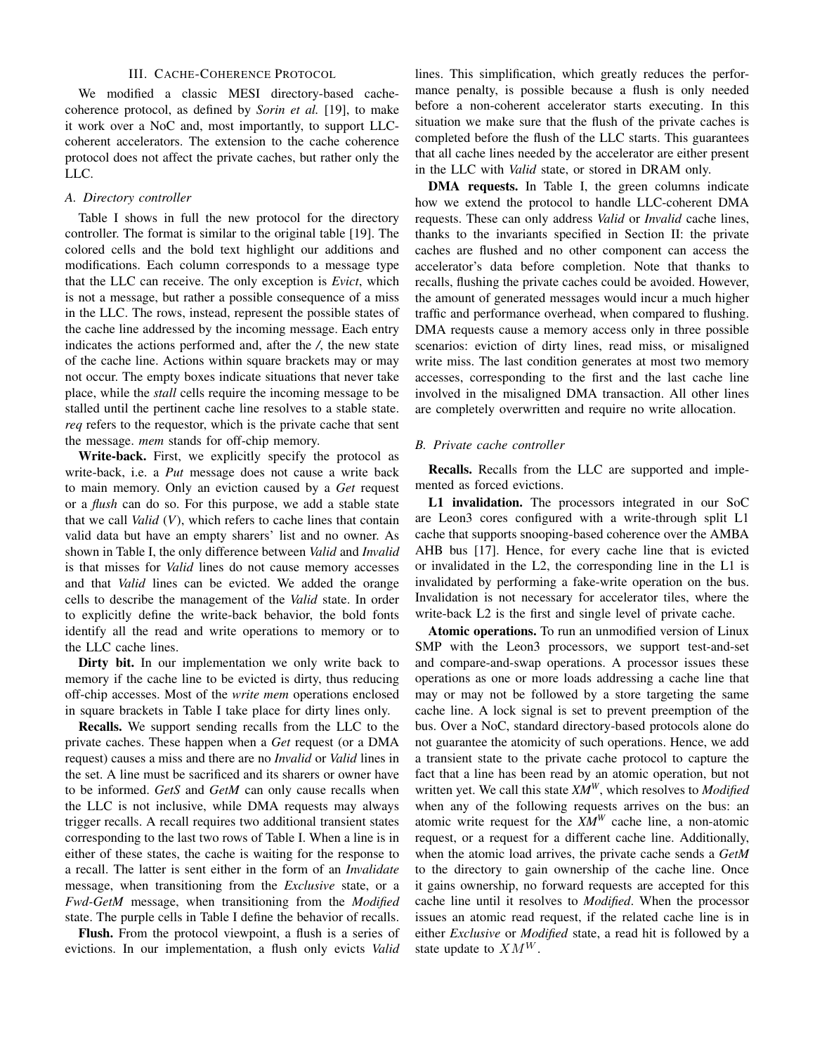## III. Cache-Coherence Protocol

We modified a classic MESI directory-based cache-coherence protocol, as defined by *Sorin et al.* [19], to make it work over a NoC and, most importantly, to support LLC-coherent accelerators. The extension to the cache coherence protocol does not affect the private caches, but rather only the LLC.

### A. Directory controller

Table I shows in full the new protocol for the directory controller. The format is similar to the original table [19]. The colored cells and the bold text highlight our additions and modifications. Each column corresponds to a message type that the LLC can receive. The only exception is *Evict*, which is not a message, but rather a possible consequence of a miss in the LLC. The rows, instead, represent the possible states of the cache line addressed by the incoming message. Each entry indicates the actions performed and, after the */*, the new state of the cache line. Actions within square brackets may or may not occur. The empty boxes indicate situations that never take place, while the *stall* cells require the incoming message to be stalled until the pertinent cache line resolves to a stable state. *req* refers to the requestor, which is the private cache that sent the message. *mem* stands for off-chip memory.

**Write-back.** First, we explicitly specify the protocol as write-back, i.e. a *Put* message does not cause a write back to main memory. Only an eviction caused by a *Get* request or a *flush* can do so. For this purpose, we add a stable state that we call *Valid* (*V*), which refers to cache lines that contain valid data but have an empty sharers' list and no owner. As shown in Table I, the only difference between *Valid* and *Invalid* is that misses for *Valid* lines do not cause memory accesses and that *Valid* lines can be evicted. We added the orange cells to describe the management of the *Valid* state. In order to explicitly define the write-back behavior, the bold fonts identify all the read and write operations to memory or to the LLC cache lines.

**Dirty bit.** In our implementation we only write back to memory if the cache line to be evicted is dirty, thus reducing off-chip accesses. Most of the *write mem* operations enclosed in square brackets in Table I take place for dirty lines only.

**Recalls.** We support sending recalls from the LLC to the private caches. These happen when a *Get* request (or a DMA request) causes a miss and there are no *Invalid* or *Valid* lines in the set. A line must be sacrificed and its sharers or owner have to be informed. *GetS* and *GetM* can only cause recalls when the LLC is not inclusive, while DMA requests may always trigger recalls. A recall requires two additional transient states corresponding to the last two rows of Table I. When a line is in either of these states, the cache is waiting for the response to a recall. The latter is sent either in the form of an *Invalidate* message, when transitioning from the *Exclusive* state, or a *Fwd-GetM* message, when transitioning from the *Modified* state. The purple cells in Table I define the behavior of recalls.

**Flush.** From the protocol viewpoint, a flush is a series of evictions. In our implementation, a flush only evicts *Valid* lines. This simplification, which greatly reduces the performance penalty, is possible because a flush is only needed before a non-coherent accelerator starts executing. In this situation we make sure that the flush of the private caches is completed before the flush of the LLC starts. This guarantees that all cache lines needed by the accelerator are either present in the LLC with *Valid* state, or stored in DRAM only.

**DMA requests.** In Table I, the green columns indicate how we extend the protocol to handle LLC-coherent DMA requests. These can only address *Valid* or *Invalid* cache lines, thanks to the invariants specified in Section II: the private caches are flushed and no other component can access the accelerator's data before completion. Note that thanks to recalls, flushing the private caches could be avoided. However, the amount of generated messages would incur a much higher traffic and performance overhead, when compared to flushing. DMA requests cause a memory access only in three possible scenarios: eviction of dirty lines, read miss, or misaligned write miss. The last condition generates at most two memory accesses, corresponding to the first and the last cache line involved in the misaligned DMA transaction. All other lines are completely overwritten and require no write allocation.

### B. Private cache controller

**Recalls.** Recalls from the LLC are supported and implemented as forced evictions.

**L1 invalidation.** The processors integrated in our SoC are Leon3 cores configured with a write-through split L1 cache that supports snooping-based coherence over the AMBA AHB bus [17]. Hence, for every cache line that is evicted or invalidated in the L2, the corresponding line in the L1 is invalidated by performing a fake-write operation on the bus. Invalidation is not necessary for accelerator tiles, where the write-back L2 is the first and single level of private cache.

**Atomic operations.** To run an unmodified version of Linux SMP with the Leon3 processors, we support test-and-set and compare-and-swap operations. A processor issues these operations as one or more loads addressing a cache line that may or may not be followed by a store targeting the same cache line. A lock signal is set to prevent preemption of the bus. Over a NoC, standard directory-based protocols alone do not guarantee the atomicity of such operations. Hence, we add a transient state to the private cache protocol to capture the fact that a line has been read by an atomic operation, but not written yet. We call this state $XM^W$, which resolves to *Modified* when any of the following requests arrives on the bus: an atomic write request for the $XM^W$ cache line, a non-atomic request, or a request for a different cache line. Additionally, when the atomic load arrives, the private cache sends a *GetM* to the directory to gain ownership of the cache line. Once it gains ownership, no forward requests are accepted for this cache line until it resolves to *Modified*. When the processor issues an atomic read request, if the related cache line is in either *Exclusive* or *Modified* state, a read hit is followed by a state update to $XM^W$.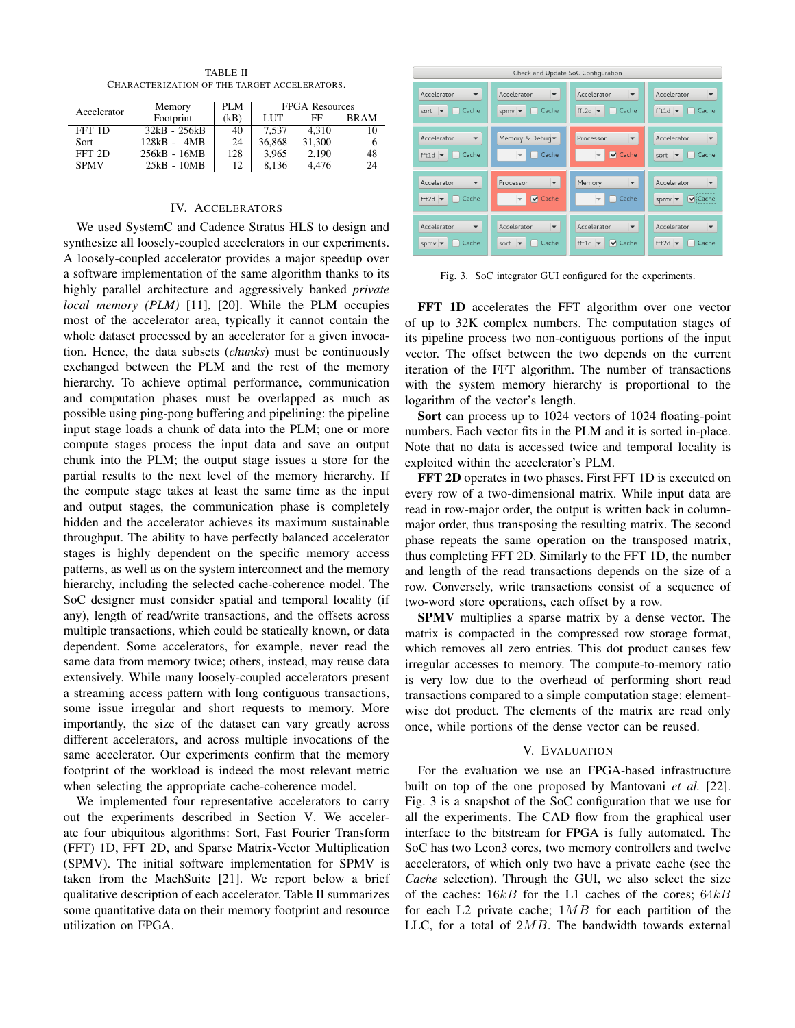TABLE II
CHARACTERIZATION OF THE TARGET ACCELERATORS.

| Accelerator | Memory Footprint | PLM (kB) | FPGA Resources | | |
|---|---|---|---|---|---|
| | | | LUT | FF | BRAM |
| FFT 1D | 32kB - 256kB | 40 | 7,537 | 4,310 | 10 |
| Sort | 128kB - 4MB | 24 | 36,868 | 31,300 | 6 |
| FFT 2D | 256kB - 16MB | 128 | 3,965 | 2,190 | 48 |
| SPMV | 25kB - 10MB | 12 | 8,136 | 4,476 | 24 |

## IV. Accelerators

We used SystemC and Cadence Stratus HLS to design and synthesize all loosely-coupled accelerators in our experiments. A loosely-coupled accelerator provides a major speedup over a software implementation of the same algorithm thanks to its highly parallel architecture and aggressively banked *private local memory (PLM)* [11], [20]. While the PLM occupies most of the accelerator area, typically it cannot contain the whole dataset processed by an accelerator for a given invocation. Hence, the data subsets (*chunks*) must be continuously exchanged between the PLM and the rest of the memory hierarchy. To achieve optimal performance, communication and computation phases must be overlapped as much as possible using ping-pong buffering and pipelining: the pipeline input stage loads a chunk of data into the PLM; one or more compute stages process the input data and save an output chunk into the PLM; the output stage issues a store for the partial results to the next level of the memory hierarchy. If the compute stage takes at least the same time as the input and output stages, the communication phase is completely hidden and the accelerator achieves its maximum sustainable throughput. The ability to have perfectly balanced accelerator stages is highly dependent on the specific memory access patterns, as well as on the system interconnect and the memory hierarchy, including the selected cache-coherence model. The SoC designer must consider spatial and temporal locality (if any), length of read/write transactions, and the offsets across multiple transactions, which could be statically known, or data dependent. Some accelerators, for example, never read the same data from memory twice; others, instead, may reuse data extensively. While many loosely-coupled accelerators present a streaming access pattern with long contiguous transactions, some issue irregular and short requests to memory. More importantly, the size of the dataset can vary greatly across different accelerators, and across multiple invocations of the same accelerator. Our experiments confirm that the memory footprint of the workload is indeed the most relevant metric when selecting the appropriate cache-coherence model.

We implemented four representative accelerators to carry out the experiments described in Section V. We accelerate four ubiquitous algorithms: Sort, Fast Fourier Transform (FFT) 1D, FFT 2D, and Sparse Matrix-Vector Multiplication (SPMV). The initial software implementation for SPMV is taken from the MachSuite [21]. We report below a brief qualitative description of each accelerator. Table II summarizes some quantitative data on their memory footprint and resource utilization on FPGA.

Fig. 3. SoC integrator GUI configured for the experiments.

**FFT 1D** accelerates the FFT algorithm over one vector of up to 32K complex numbers. The computation stages of its pipeline process two non-contiguous portions of the input vector. The offset between the two depends on the current iteration of the FFT algorithm. The number of transactions with the system memory hierarchy is proportional to the logarithm of the vector's length.

**Sort** can process up to 1024 vectors of 1024 floating-point numbers. Each vector fits in the PLM and it is sorted in-place. Note that no data is accessed twice and temporal locality is exploited within the accelerator's PLM.

**FFT 2D** operates in two phases. First FFT 1D is executed on every row of a two-dimensional matrix. While input data are read in row-major order, the output is written back in column-major order, thus transposing the resulting matrix. The second phase repeats the same operation on the transposed matrix, thus completing FFT 2D. Similarly to the FFT 1D, the number and length of the read transactions depends on the size of a row. Conversely, write transactions consist of a sequence of two-word store operations, each offset by a row.

**SPMV** multiplies a sparse matrix by a dense vector. The matrix is compacted in the compressed row storage format, which removes all zero entries. This dot product causes few irregular accesses to memory. The compute-to-memory ratio is very low due to the overhead of performing short read transactions compared to a simple computation stage: element-wise dot product. The elements of the matrix are read only once, while portions of the dense vector can be reused.

## V. Evaluation

For the evaluation we use an FPGA-based infrastructure built on top of the one proposed by Mantovani *et al.* [22]. Fig. 3 is a snapshot of the SoC configuration that we use for all the experiments. The CAD flow from the graphical user interface to the bitstream for FPGA is fully automated. The SoC has two Leon3 cores, two memory controllers and twelve accelerators, of which only two have a private cache (see the *Cache* selection). Through the GUI, we also select the size of the caches: $16kB$ for the L1 caches of the cores; $64kB$ for each L2 private cache; $1MB$ for each partition of the LLC, for a total of $2MB$. The bandwidth towards external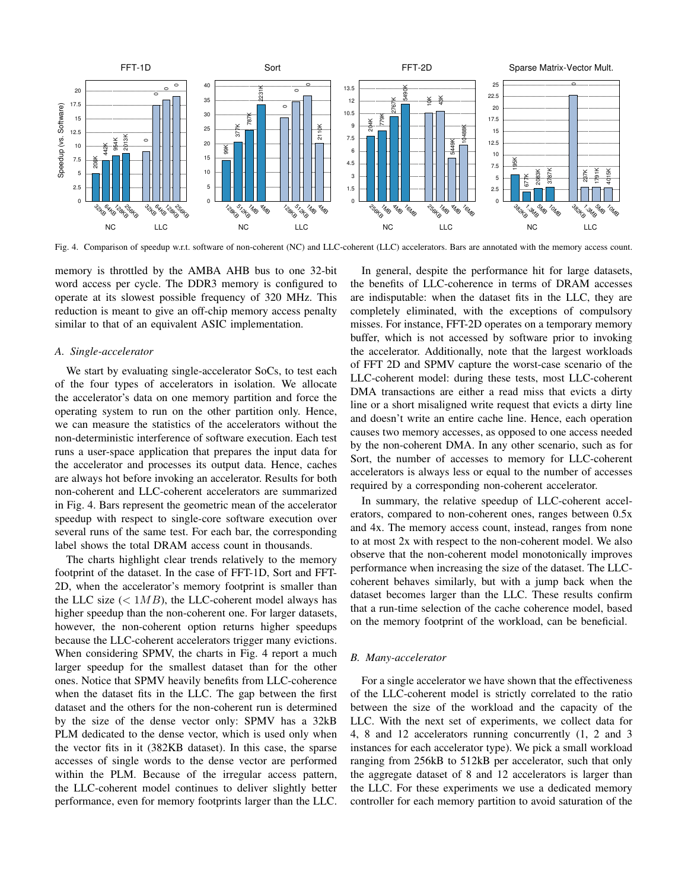Fig. 4. Comparison of speedup w.r.t. software of non-coherent (NC) and LLC-coherent (LLC) accelerators. Bars are annotated with the memory access count.

memory is throttled by the AMBA AHB bus to one 32-bit word access per cycle. The DDR3 memory is configured to operate at its slowest possible frequency of 320 MHz. This reduction is meant to give an off-chip memory access penalty similar to that of an equivalent ASIC implementation.

### *A. Single-accelerator*

We start by evaluating single-accelerator SoCs, to test each of the four types of accelerators in isolation. We allocate the accelerator's data on one memory partition and force the operating system to run on the other partition only. Hence, we can measure the statistics of the accelerators without the non-deterministic interference of software execution. Each test runs a user-space application that prepares the input data for the accelerator and processes its output data. Hence, caches are always hot before invoking an accelerator. Results for both non-coherent and LLC-coherent accelerators are summarized in Fig. 4. Bars represent the geometric mean of the accelerator speedup with respect to single-core software execution over several runs of the same test. For each bar, the corresponding label shows the total DRAM access count in thousands.

The charts highlight clear trends relatively to the memory footprint of the dataset. In the case of FFT-1D, Sort and FFT-2D, when the accelerator's memory footprint is smaller than the LLC size ($< 1MB$), the LLC-coherent model always has higher speedup than the non-coherent one. For larger datasets, however, the non-coherent option returns higher speedups because the LLC-coherent accelerators trigger many evictions. When considering SPMV, the charts in Fig. 4 report a much larger speedup for the smallest dataset than for the other ones. Notice that SPMV heavily benefits from LLC-coherence when the dataset fits in the LLC. The gap between the first dataset and the others for the non-coherent run is determined by the size of the dense vector only: SPMV has a 32kB PLM dedicated to the dense vector, which is used only when the vector fits in it (382KB dataset). In this case, the sparse accesses of single words to the dense vector are performed within the PLM. Because of the irregular access pattern, the LLC-coherent model continues to deliver slightly better performance, even for memory footprints larger than the LLC.

In general, despite the performance hit for large datasets, the benefits of LLC-coherence in terms of DRAM accesses are indisputable: when the dataset fits in the LLC, they are completely eliminated, with the exceptions of compulsory misses. For instance, FFT-2D operates on a temporary memory buffer, which is not accessed by software prior to invoking the accelerator. Additionally, note that the largest workloads of FFT 2D and SPMV capture the worst-case scenario of the LLC-coherent model: during these tests, most LLC-coherent DMA transactions are either a read miss that evicts a dirty line or a short misaligned write request that evicts a dirty line and doesn't write an entire cache line. Hence, each operation causes two memory accesses, as opposed to one access needed by the non-coherent DMA. In any other scenario, such as for Sort, the number of accesses to memory for LLC-coherent accelerators is always less or equal to the number of accesses required by a corresponding non-coherent accelerator.

In summary, the relative speedup of LLC-coherent accelerators, compared to non-coherent ones, ranges between 0.5x and 4x. The memory access count, instead, ranges from none to at most 2x with respect to the non-coherent model. We also observe that the non-coherent model monotonically improves performance when increasing the size of the dataset. The LLC-coherent behaves similarly, but with a jump back when the dataset becomes larger than the LLC. These results confirm that a run-time selection of the cache coherence model, based on the memory footprint of the workload, can be beneficial.

### *B. Many-accelerator*

For a single accelerator we have shown that the effectiveness of the LLC-coherent model is strictly correlated to the ratio between the size of the workload and the capacity of the LLC. With the next set of experiments, we collect data for 4, 8 and 12 accelerators running concurrently (1, 2 and 3 instances for each accelerator type). We pick a small workload ranging from 256kB to 512kB per accelerator, such that only the aggregate dataset of 8 and 12 accelerators is larger than the LLC. For these experiments we use a dedicated memory controller for each memory partition to avoid saturation of the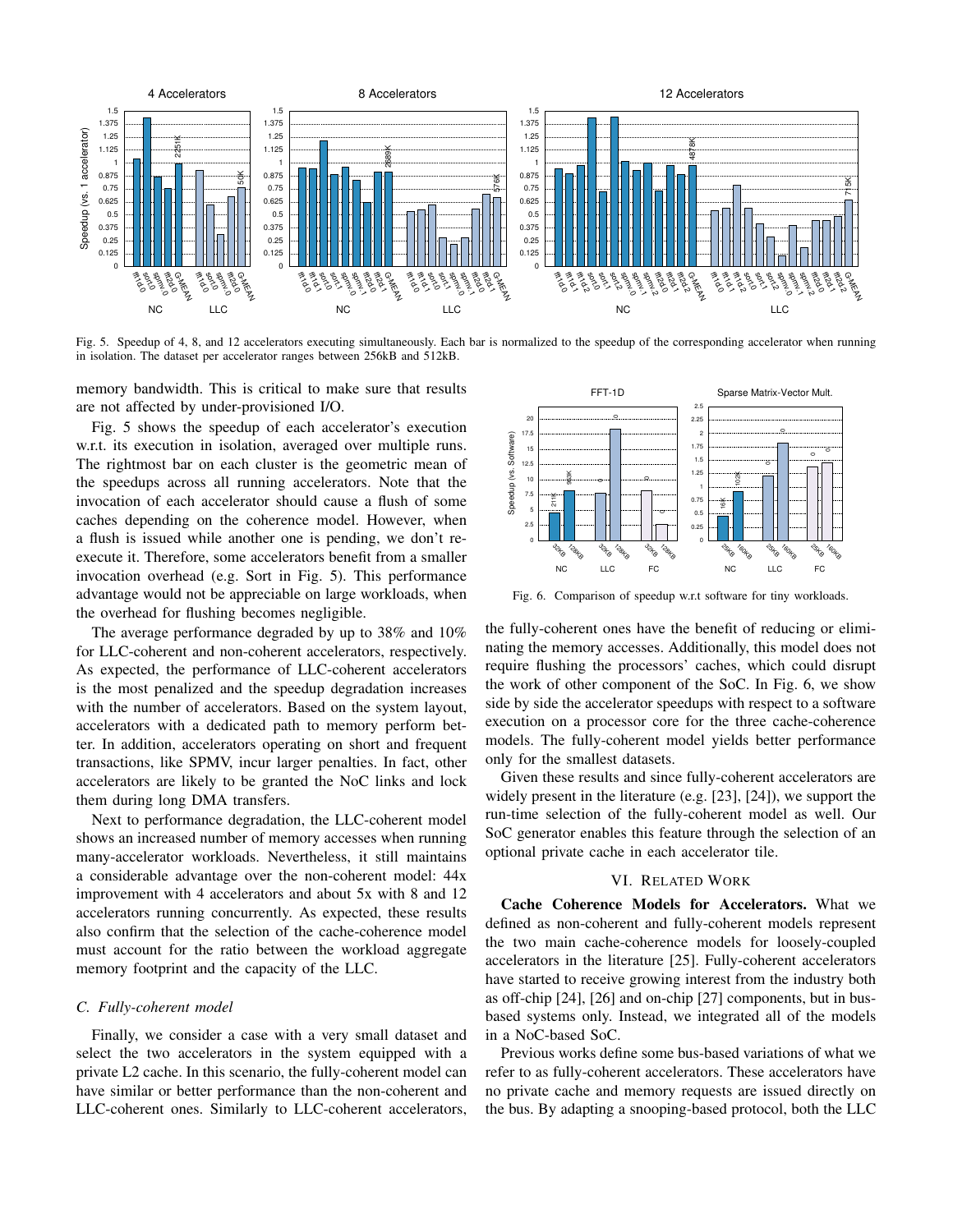Fig. 5. Speedup of 4, 8, and 12 accelerators executing simultaneously. Each bar is normalized to the speedup of the corresponding accelerator when running in isolation. The dataset per accelerator ranges between 256kB and 512kB.

memory bandwidth. This is critical to make sure that results are not affected by under-provisioned I/O.

Fig. 5 shows the speedup of each accelerator's execution w.r.t. its execution in isolation, averaged over multiple runs. The rightmost bar on each cluster is the geometric mean of the speedups across all running accelerators. Note that the invocation of each accelerator should cause a flush of some caches depending on the coherence model. However, when a flush is issued while another one is pending, we don't re-execute it. Therefore, some accelerators benefit from a smaller invocation overhead (e.g. Sort in Fig. 5). This performance advantage would not be appreciable on large workloads, when the overhead for flushing becomes negligible.

The average performance degraded by up to 38% and 10% for LLC-coherent and non-coherent accelerators, respectively. As expected, the performance of LLC-coherent accelerators is the most penalized and the speedup degradation increases with the number of accelerators. Based on the system layout, accelerators with a dedicated path to memory perform better. In addition, accelerators operating on short and frequent transactions, like SPMV, incur larger penalties. In fact, other accelerators are likely to be granted the NoC links and lock them during long DMA transfers.

Next to performance degradation, the LLC-coherent model shows an increased number of memory accesses when running many-accelerator workloads. Nevertheless, it still maintains a considerable advantage over the non-coherent model: 44x improvement with 4 accelerators and about 5x with 8 and 12 accelerators running concurrently. As expected, these results also confirm that the selection of the cache-coherence model must account for the ratio between the workload aggregate memory footprint and the capacity of the LLC.

### C. Fully-coherent model

Finally, we consider a case with a very small dataset and select the two accelerators in the system equipped with a private L2 cache. In this scenario, the fully-coherent model can have similar or better performance than the non-coherent and LLC-coherent ones. Similarly to LLC-coherent accelerators, the fully-coherent ones have the benefit of reducing or eliminating the memory accesses. Additionally, this model does not require flushing the processors' caches, which could disrupt the work of other component of the SoC. In Fig. 6, we show side by side the accelerator speedups with respect to a software execution on a processor core for the three cache-coherence models. The fully-coherent model yields better performance only for the smallest datasets.

Fig. 6. Comparison of speedup w.r.t software for tiny workloads.

Given these results and since fully-coherent accelerators are widely present in the literature (e.g. [23], [24]), we support the run-time selection of the fully-coherent model as well. Our SoC generator enables this feature through the selection of an optional private cache in each accelerator tile.

## VI. Related Work

**Cache Coherence Models for Accelerators.** What we defined as non-coherent and fully-coherent models represent the two main cache-coherence models for loosely-coupled accelerators in the literature [25]. Fully-coherent accelerators have started to receive growing interest from the industry both as off-chip [24], [26] and on-chip [27] components, but in bus-based systems only. Instead, we integrated all of the models in a NoC-based SoC.

Previous works define some bus-based variations of what we refer to as fully-coherent accelerators. These accelerators have no private cache and memory requests are issued directly on the bus. By adapting a snooping-based protocol, both the LLC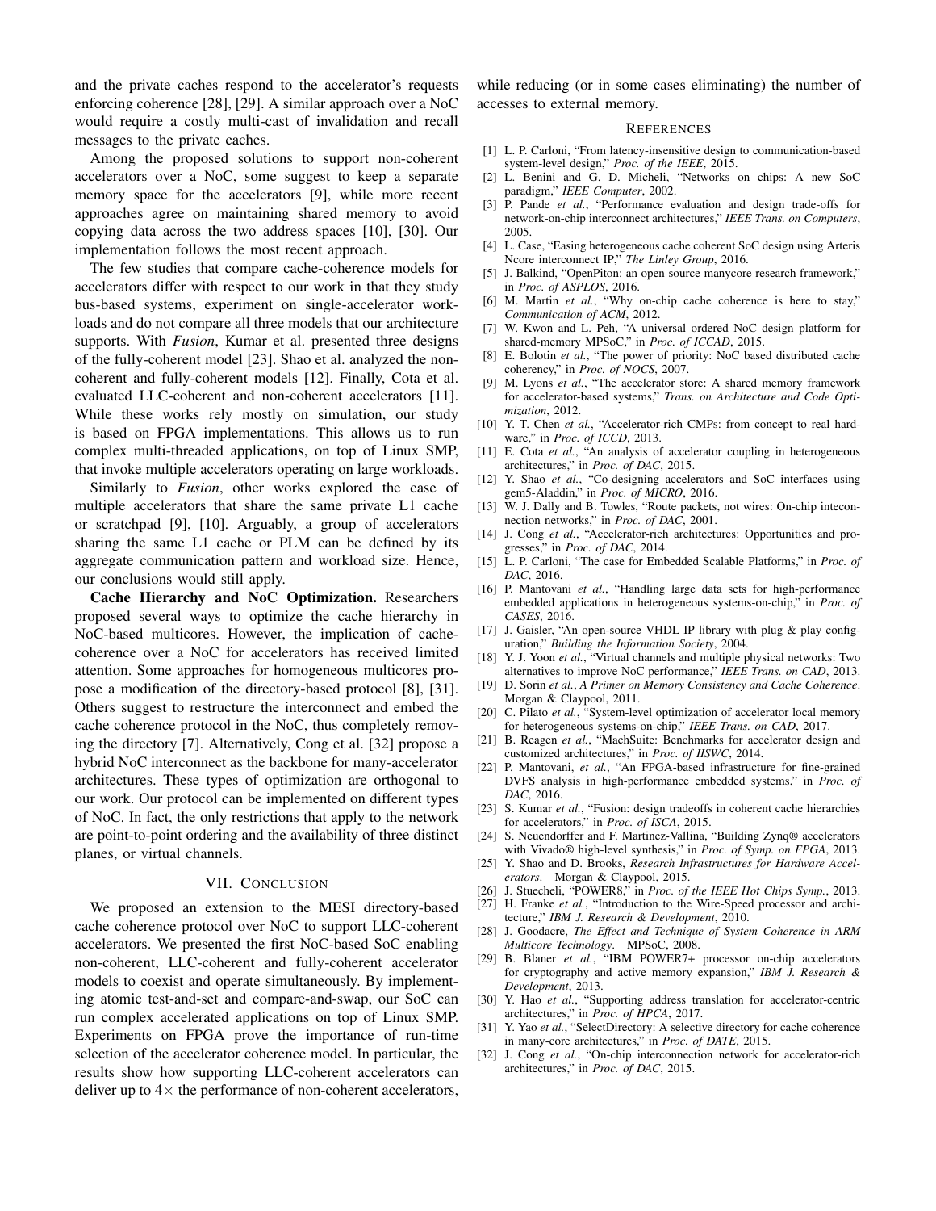and the private caches respond to the accelerator's requests enforcing coherence [28], [29]. A similar approach over a NoC would require a costly multi-cast of invalidation and recall messages to the private caches.

Among the proposed solutions to support non-coherent accelerators over a NoC, some suggest to keep a separate memory space for the accelerators [9], while more recent approaches agree on maintaining shared memory to avoid copying data across the two address spaces [10], [30]. Our implementation follows the most recent approach.

The few studies that compare cache-coherence models for accelerators differ with respect to our work in that they study bus-based systems, experiment on single-accelerator workloads and do not compare all three models that our architecture supports. With *Fusion*, Kumar et al. presented three designs of the fully-coherent model [23]. Shao et al. analyzed the non-coherent and fully-coherent models [12]. Finally, Cota et al. evaluated LLC-coherent and non-coherent accelerators [11]. While these works rely mostly on simulation, our study is based on FPGA implementations. This allows us to run complex multi-threaded applications, on top of Linux SMP, that invoke multiple accelerators operating on large workloads.

Similarly to *Fusion*, other works explored the case of multiple accelerators that share the same private L1 cache or scratchpad [9], [10]. Arguably, a group of accelerators sharing the same L1 cache or PLM can be defined by its aggregate communication pattern and workload size. Hence, our conclusions would still apply.

**Cache Hierarchy and NoC Optimization.** Researchers proposed several ways to optimize the cache hierarchy in NoC-based multicores. However, the implication of cache-coherence over a NoC for accelerators has received limited attention. Some approaches for homogeneous multicores propose a modification of the directory-based protocol [8], [31]. Others suggest to restructure the interconnect and embed the cache coherence protocol in the NoC, thus completely removing the directory [7]. Alternatively, Cong et al. [32] propose a hybrid NoC interconnect as the backbone for many-accelerator architectures. These types of optimization are orthogonal to our work. Our protocol can be implemented on different types of NoC. In fact, the only restrictions that apply to the network are point-to-point ordering and the availability of three distinct planes, or virtual channels.

## VII. Conclusion

We proposed an extension to the MESI directory-based cache coherence protocol over NoC to support LLC-coherent accelerators. We presented the first NoC-based SoC enabling non-coherent, LLC-coherent and fully-coherent accelerator models to coexist and operate simultaneously. By implementing atomic test-and-set and compare-and-swap, our SoC can run complex accelerated applications on top of Linux SMP. Experiments on FPGA prove the importance of run-time selection of the accelerator coherence model. In particular, the results show how supporting LLC-coherent accelerators can deliver up to $4\times$ the performance of non-coherent accelerators, while reducing (or in some cases eliminating) the number of accesses to external memory.

## References

[1] L. P. Carloni, "From latency-insensitive design to communication-based system-level design," *Proc. of the IEEE*, 2015.

[2] L. Benini and G. D. Micheli, "Networks on chips: A new SoC paradigm," *IEEE Computer*, 2002.

[3] P. Pande *et al.*, "Performance evaluation and design trade-offs for network-on-chip interconnect architectures," *IEEE Trans. on Computers*, 2005.

[4] L. Case, "Easing heterogeneous cache coherent SoC design using Arteris Ncore interconnect IP," *The Linley Group*, 2016.

[5] J. Balkind, "OpenPiton: an open source manycore research framework," in *Proc. of ASPLOS*, 2016.

[6] M. Martin *et al.*, "Why on-chip cache coherence is here to stay," *Communication of ACM*, 2012.

[7] W. Kwon and L. Peh, "A universal ordered NoC design platform for shared-memory MPSoC," in *Proc. of ICCAD*, 2015.

[8] E. Bolotin *et al.*, "The power of priority: NoC based distributed cache coherency," in *Proc. of NOCS*, 2007.

[9] M. Lyons *et al.*, "The accelerator store: A shared memory framework for accelerator-based systems," *Trans. on Architecture and Code Optimization*, 2012.

[10] Y. T. Chen *et al.*, "Accelerator-rich CMPs: from concept to real hardware," in *Proc. of ICCD*, 2013.

[11] E. Cota *et al.*, "An analysis of accelerator coupling in heterogeneous architectures," in *Proc. of DAC*, 2015.

[12] Y. Shao *et al.*, "Co-designing accelerators and SoC interfaces using gem5-Aladdin," in *Proc. of MICRO*, 2016.

[13] W. J. Dally and B. Towles, "Route packets, not wires: On-chip inteconnection networks," in *Proc. of DAC*, 2001.

[14] J. Cong *et al.*, "Accelerator-rich architectures: Opportunities and progresses," in *Proc. of DAC*, 2014.

[15] L. P. Carloni, "The case for Embedded Scalable Platforms," in *Proc. of DAC*, 2016.

[16] P. Mantovani *et al.*, "Handling large data sets for high-performance embedded applications in heterogeneous systems-on-chip," in *Proc. of CASES*, 2016.

[17] J. Gaisler, "An open-source VHDL IP library with plug & play configuration," *Building the Information Society*, 2004.

[18] Y. J. Yoon *et al.*, "Virtual channels and multiple physical networks: Two alternatives to improve NoC performance," *IEEE Trans. on CAD*, 2013.

[19] D. Sorin *et al.*, *A Primer on Memory Consistency and Cache Coherence*. Morgan & Claypool, 2011.

[20] C. Pilato *et al.*, "System-level optimization of accelerator local memory for heterogeneous systems-on-chip," *IEEE Trans. on CAD*, 2017.

[21] B. Reagen *et al.*, "MachSuite: Benchmarks for accelerator design and customized architectures," in *Proc. of IISWC*, 2014.

[22] P. Mantovani, *et al.*, "An FPGA-based infrastructure for fine-grained DVFS analysis in high-performance embedded systems," in *Proc. of DAC*, 2016.

[23] S. Kumar *et al.*, "Fusion: design tradeoffs in coherent cache hierarchies for accelerators," in *Proc. of ISCA*, 2015.

[24] S. Neuendorffer and F. Martinez-Vallina, "Building Zynq® accelerators with Vivado® high-level synthesis," in *Proc. of Symp. on FPGA*, 2013.

[25] Y. Shao and D. Brooks, *Research Infrastructures for Hardware Accelerators*. Morgan & Claypool, 2015.

[26] J. Stuecheli, "POWER8," in *Proc. of the IEEE Hot Chips Symp.*, 2013.

[27] H. Franke *et al.*, "Introduction to the Wire-Speed processor and architecture," *IBM J. Research & Development*, 2010.

[28] J. Goodacre, *The Effect and Technique of System Coherence in ARM Multicore Technology*. MPSoC, 2008.

[29] B. Blaner *et al.*, "IBM POWER7+ processor on-chip accelerators for cryptography and active memory expansion," *IBM J. Research & Development*, 2013.

[30] Y. Hao *et al.*, "Supporting address translation for accelerator-centric architectures," in *Proc. of HPCA*, 2017.

[31] Y. Yao *et al.*, "SelectDirectory: A selective directory for cache coherence in many-core architectures," in *Proc. of DATE*, 2015.

[32] J. Cong *et al.*, "On-chip interconnection network for accelerator-rich architectures," in *Proc. of DAC*, 2015.